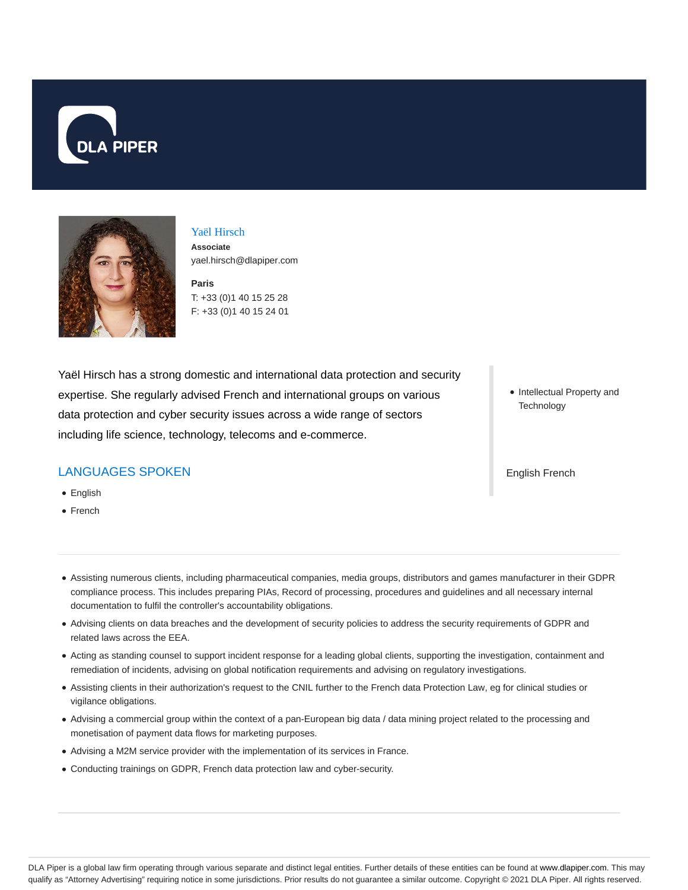# Yaël Hirsch

**Associate**

yael.hirsch@dlapiper.com

**Paris**

T: +33 (0)1 40 15 25 28

F: +33 (0)1 40 15 24 01

Yaël Hirsch has a strong domestic and international data protection and security expertise. She regularly advised French and international groups on various data protection and cyber security issues across a wide range of sectors including life science, technology, telecoms and e-commerce.

- Intellectual Property and Technology

English French

## LANGUAGES SPOKEN

- English
- French

---

- Assisting numerous clients, including pharmaceutical companies, media groups, distributors and games manufacturer in their GDPR compliance process. This includes preparing PIAs, Record of processing, procedures and guidelines and all necessary internal documentation to fulfil the controller's accountability obligations.
- Advising clients on data breaches and the development of security policies to address the security requirements of GDPR and related laws across the EEA.
- Acting as standing counsel to support incident response for a leading global clients, supporting the investigation, containment and remediation of incidents, advising on global notification requirements and advising on regulatory investigations.
- Assisting clients in their authorization's request to the CNIL further to the French data Protection Law, eg for clinical studies or vigilance obligations.
- Advising a commercial group within the context of a pan-European big data / data mining project related to the processing and monetisation of payment data flows for marketing purposes.
- Advising a M2M service provider with the implementation of its services in France.
- Conducting trainings on GDPR, French data protection law and cyber-security.

---

DLA Piper is a global law firm operating through various separate and distinct legal entities. Further details of these entities can be found at www.dlapiper.com. This may qualify as "Attorney Advertising" requiring notice in some jurisdictions. Prior results do not guarantee a similar outcome. Copyright © 2021 DLA Piper. All rights reserved.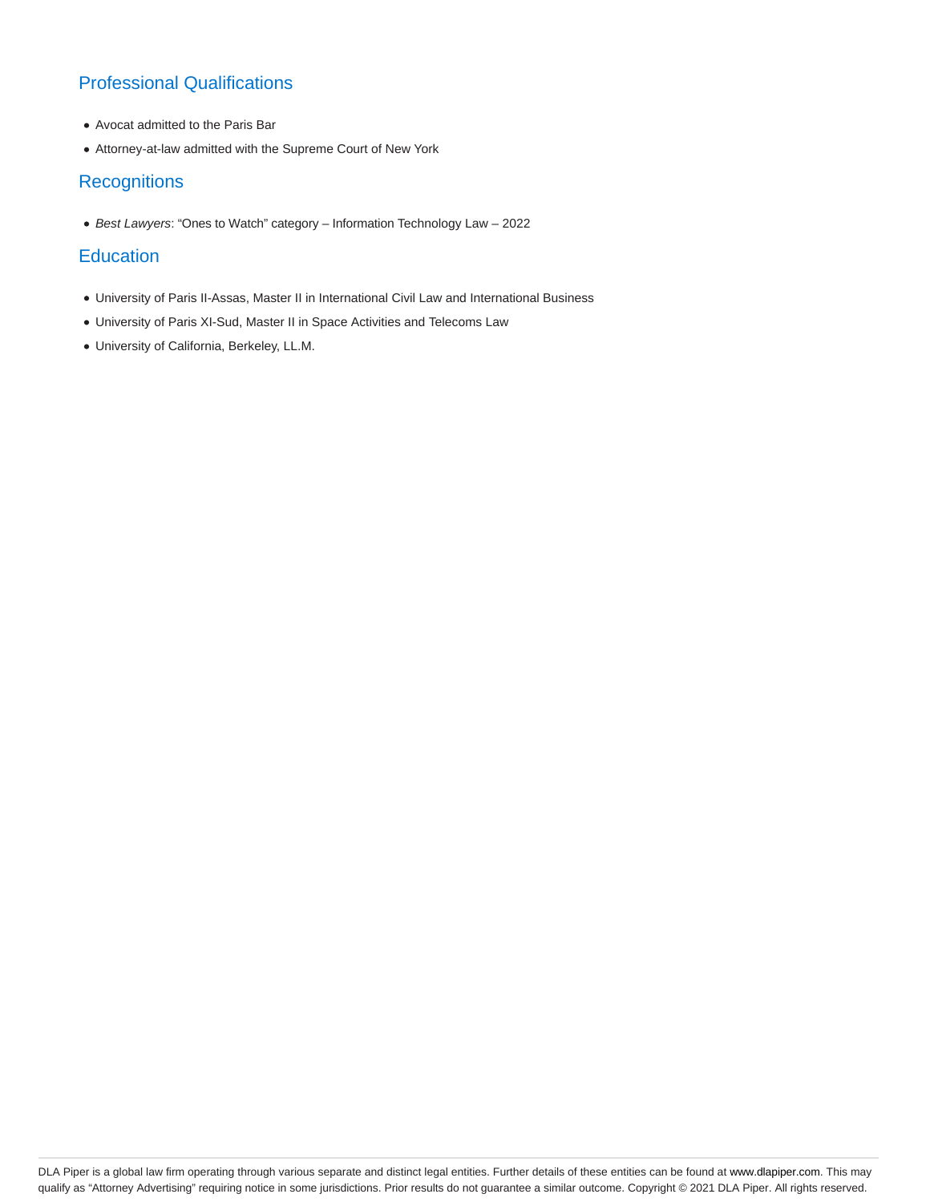## Professional Qualifications

- Avocat admitted to the Paris Bar
- Attorney-at-law admitted with the Supreme Court of New York

## Recognitions

- *Best Lawyers*: “Ones to Watch” category – Information Technology Law – 2022

## Education

- University of Paris II-Assas, Master II in International Civil Law and International Business
- University of Paris XI-Sud, Master II in Space Activities and Telecoms Law
- University of California, Berkeley, LL.M.